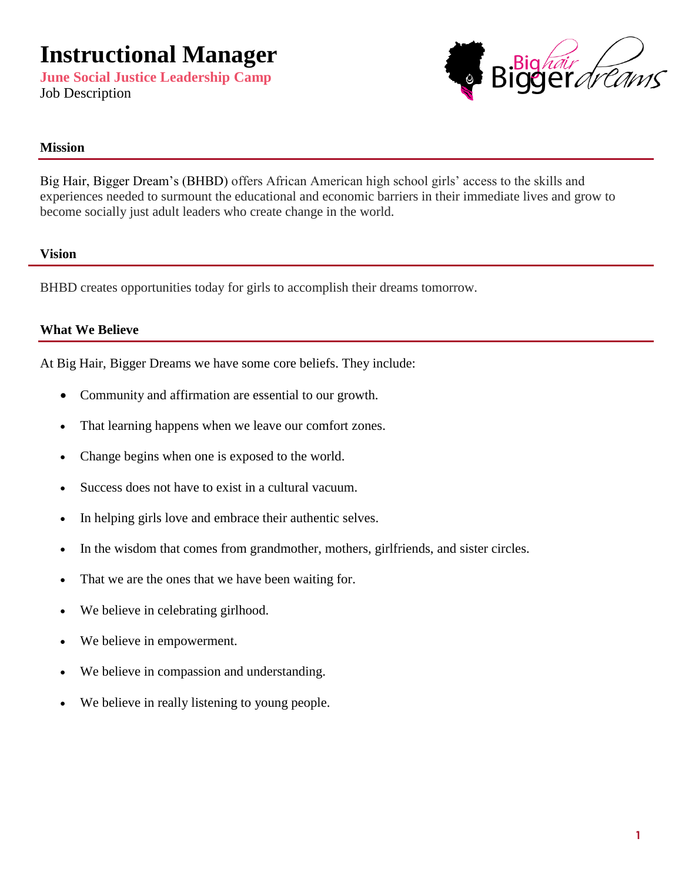# Instructional Manager

**June Social Justice Leadership Camp**

Job Description

## Mission

Big Hair, Bigger Dream's (BHBD) offers African American high school girls' access to the skills and experiences needed to surmount the educational and economic barriers in their immediate lives and grow to become socially just adult leaders who create change in the world.

## Vision

BHBD creates opportunities today for girls to accomplish their dreams tomorrow.

## What We Believe

At Big Hair, Bigger Dreams we have some core beliefs. They include:

- Community and affirmation are essential to our growth.
- That learning happens when we leave our comfort zones.
- Change begins when one is exposed to the world.
- Success does not have to exist in a cultural vacuum.
- In helping girls love and embrace their authentic selves.
- In the wisdom that comes from grandmother, mothers, girlfriends, and sister circles.
- That we are the ones that we have been waiting for.
- We believe in celebrating girlhood.
- We believe in empowerment.
- We believe in compassion and understanding.
- We believe in really listening to young people.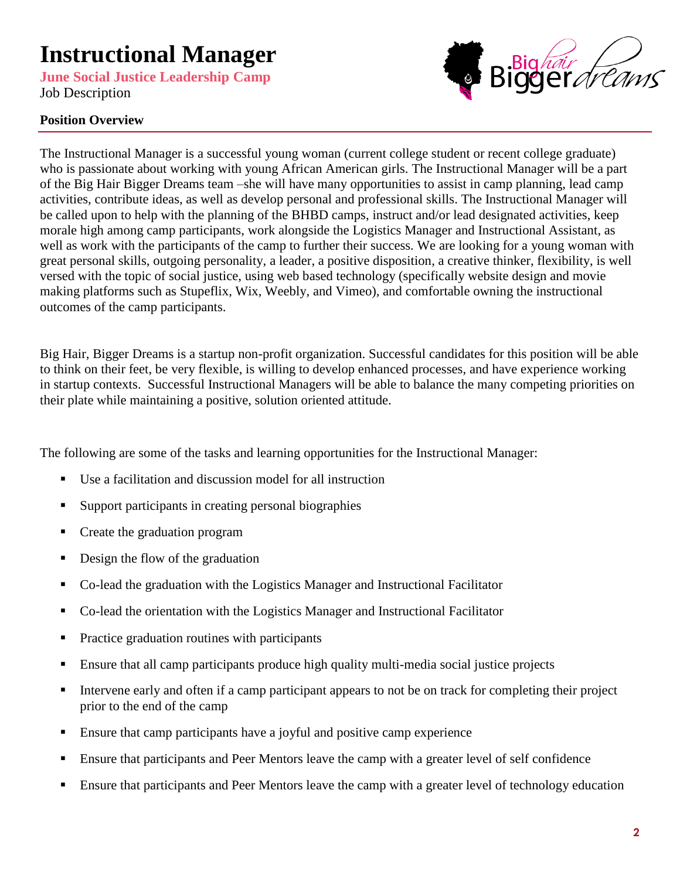# Instructional Manager

**June Social Justice Leadership Camp**

Job Description

**Position Overview**

The Instructional Manager is a successful young woman (current college student or recent college graduate) who is passionate about working with young African American girls. The Instructional Manager will be a part of the Big Hair Bigger Dreams team –she will have many opportunities to assist in camp planning, lead camp activities, contribute ideas, as well as develop personal and professional skills. The Instructional Manager will be called upon to help with the planning of the BHBD camps, instruct and/or lead designated activities, keep morale high among camp participants, work alongside the Logistics Manager and Instructional Assistant, as well as work with the participants of the camp to further their success. We are looking for a young woman with great personal skills, outgoing personality, a leader, a positive disposition, a creative thinker, flexibility, is well versed with the topic of social justice, using web based technology (specifically website design and movie making platforms such as Stupeflix, Wix, Weebly, and Vimeo), and comfortable owning the instructional outcomes of the camp participants.

Big Hair, Bigger Dreams is a startup non-profit organization. Successful candidates for this position will be able to think on their feet, be very flexible, is willing to develop enhanced processes, and have experience working in startup contexts. Successful Instructional Managers will be able to balance the many competing priorities on their plate while maintaining a positive, solution oriented attitude.

The following are some of the tasks and learning opportunities for the Instructional Manager:

- Use a facilitation and discussion model for all instruction
- Support participants in creating personal biographies
- Create the graduation program
- Design the flow of the graduation
- Co-lead the graduation with the Logistics Manager and Instructional Facilitator
- Co-lead the orientation with the Logistics Manager and Instructional Facilitator
- Practice graduation routines with participants
- Ensure that all camp participants produce high quality multi-media social justice projects
- Intervene early and often if a camp participant appears to not be on track for completing their project prior to the end of the camp
- Ensure that camp participants have a joyful and positive camp experience
- Ensure that participants and Peer Mentors leave the camp with a greater level of self confidence
- Ensure that participants and Peer Mentors leave the camp with a greater level of technology education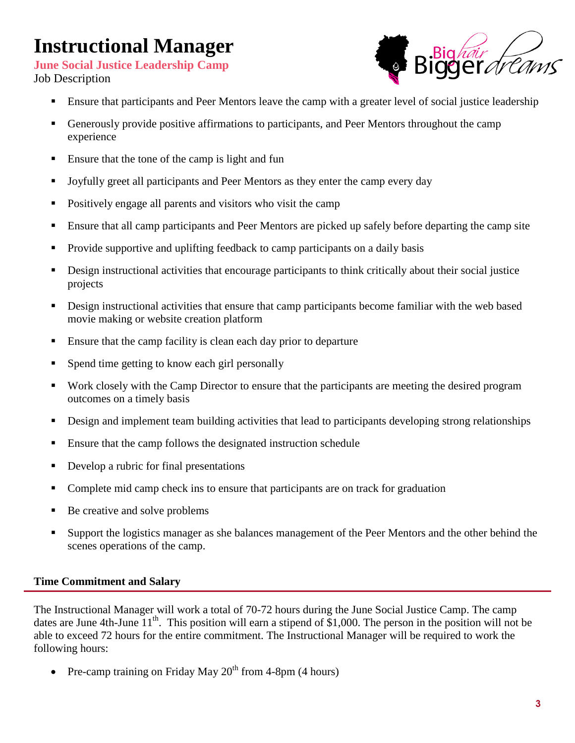# Instructional Manager

**June Social Justice Leadership Camp**

Job Description

- Ensure that participants and Peer Mentors leave the camp with a greater level of social justice leadership
- Generously provide positive affirmations to participants, and Peer Mentors throughout the camp experience
- Ensure that the tone of the camp is light and fun
- Joyfully greet all participants and Peer Mentors as they enter the camp every day
- Positively engage all parents and visitors who visit the camp
- Ensure that all camp participants and Peer Mentors are picked up safely before departing the camp site
- Provide supportive and uplifting feedback to camp participants on a daily basis
- Design instructional activities that encourage participants to think critically about their social justice projects
- Design instructional activities that ensure that camp participants become familiar with the web based movie making or website creation platform
- Ensure that the camp facility is clean each day prior to departure
- Spend time getting to know each girl personally
- Work closely with the Camp Director to ensure that the participants are meeting the desired program outcomes on a timely basis
- Design and implement team building activities that lead to participants developing strong relationships
- Ensure that the camp follows the designated instruction schedule
- Develop a rubric for final presentations
- Complete mid camp check ins to ensure that participants are on track for graduation
- Be creative and solve problems
- Support the logistics manager as she balances management of the Peer Mentors and the other behind the scenes operations of the camp.

## Time Commitment and Salary

The Instructional Manager will work a total of 70-72 hours during the June Social Justice Camp. The camp dates are June 4th-June 11th. This position will earn a stipend of $1,000. The person in the position will not be able to exceed 72 hours for the entire commitment. The Instructional Manager will be required to work the following hours:

- Pre-camp training on Friday May 20th from 4-8pm (4 hours)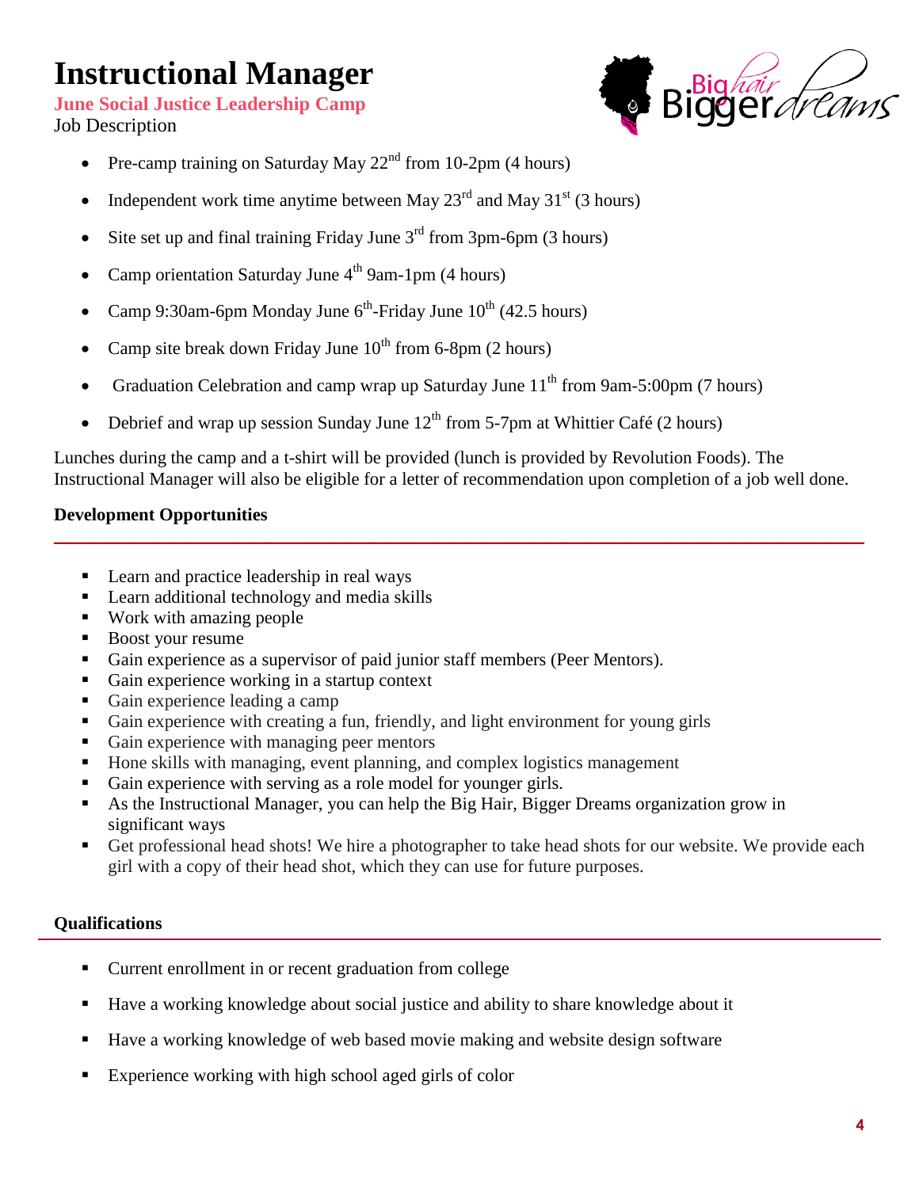# Instructional Manager

**June Social Justice Leadership Camp**

Job Description

- Pre-camp training on Saturday May 22nd from 10-2pm (4 hours)
- Independent work time anytime between May 23rd and May 31st (3 hours)
- Site set up and final training Friday June 3rd from 3pm-6pm (3 hours)
- Camp orientation Saturday June 4th 9am-1pm (4 hours)
- Camp 9:30am-6pm Monday June 6th-Friday June 10th (42.5 hours)
- Camp site break down Friday June 10th from 6-8pm (2 hours)
- Graduation Celebration and camp wrap up Saturday June 11th from 9am-5:00pm (7 hours)
- Debrief and wrap up session Sunday June 12th from 5-7pm at Whittier Café (2 hours)

Lunches during the camp and a t-shirt will be provided (lunch is provided by Revolution Foods). The Instructional Manager will also be eligible for a letter of recommendation upon completion of a job well done.

**Development Opportunities**

- Learn and practice leadership in real ways
- Learn additional technology and media skills
- Work with amazing people
- Boost your resume
- Gain experience as a supervisor of paid junior staff members (Peer Mentors).
- Gain experience working in a startup context
- Gain experience leading a camp
- Gain experience with creating a fun, friendly, and light environment for young girls
- Gain experience with managing peer mentors
- Hone skills with managing, event planning, and complex logistics management
- Gain experience with serving as a role model for younger girls.
- As the Instructional Manager, you can help the Big Hair, Bigger Dreams organization grow in significant ways
- Get professional head shots! We hire a photographer to take head shots for our website. We provide each girl with a copy of their head shot, which they can use for future purposes.

**Qualifications**

- Current enrollment in or recent graduation from college
- Have a working knowledge about social justice and ability to share knowledge about it
- Have a working knowledge of web based movie making and website design software
- Experience working with high school aged girls of color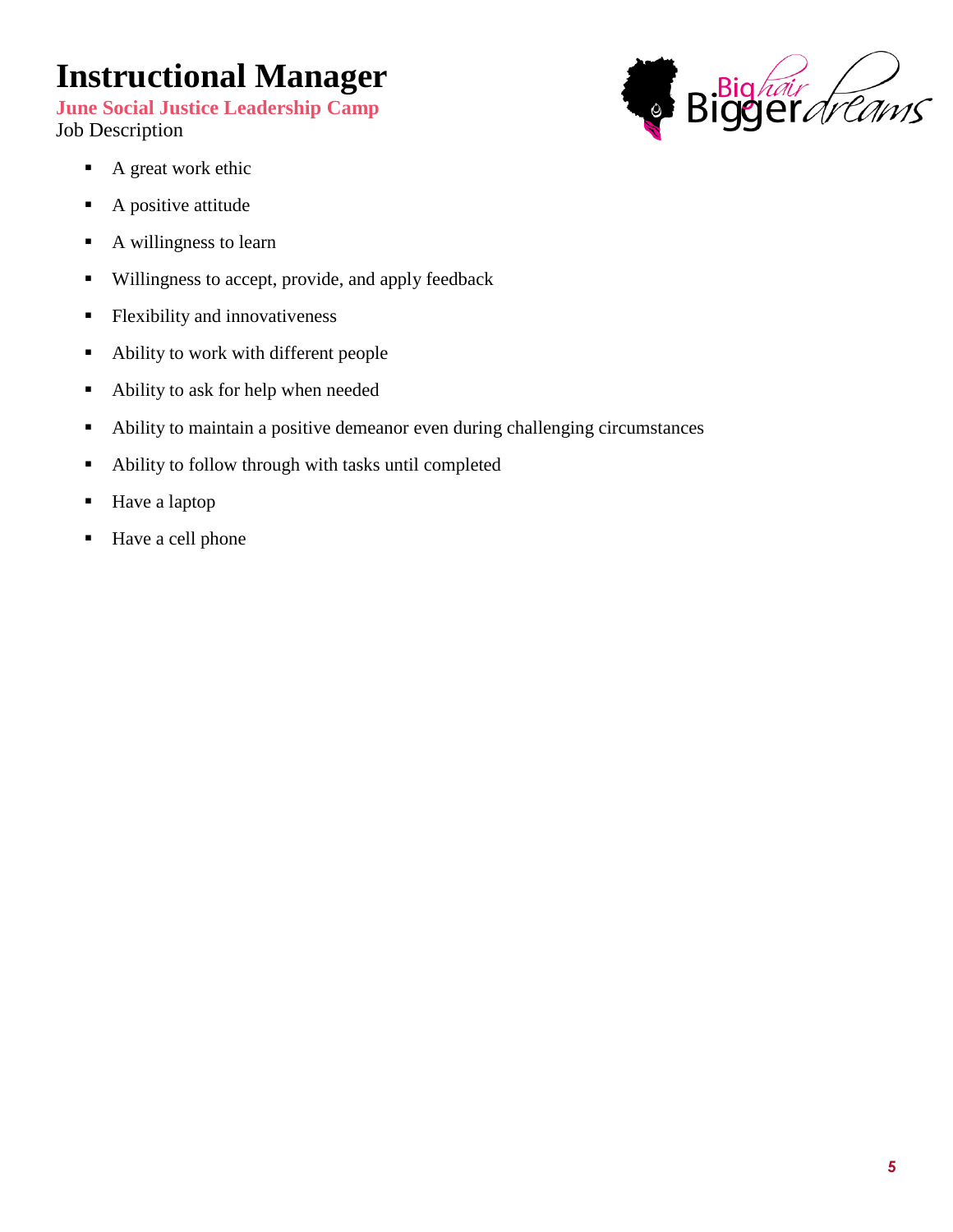# Instructional Manager

**June Social Justice Leadership Camp**

Job Description

- A great work ethic
- A positive attitude
- A willingness to learn
- Willingness to accept, provide, and apply feedback
- Flexibility and innovativeness
- Ability to work with different people
- Ability to ask for help when needed
- Ability to maintain a positive demeanor even during challenging circumstances
- Ability to follow through with tasks until completed
- Have a laptop
- Have a cell phone